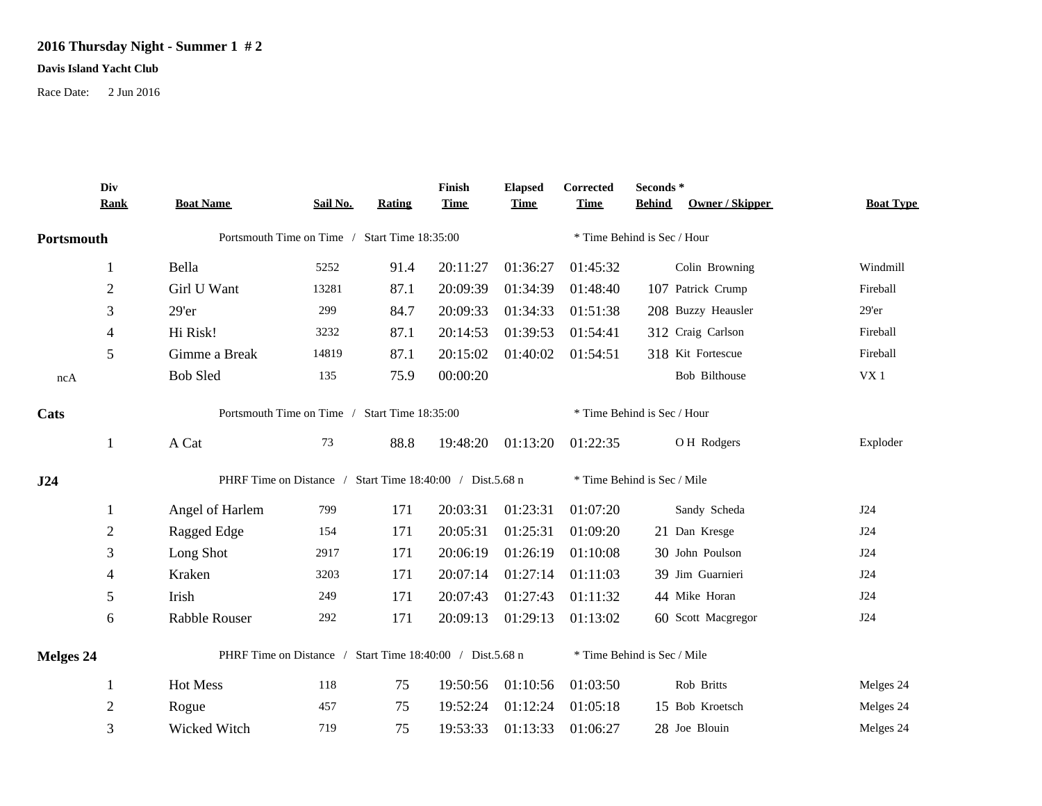**2016 Thursday Night - Summer 1 # 2**

**Davis Island Yacht Club**

Race Date: 2 Jun 2016

| Div Rank | Boat Name | Sail No. | Rating | Finish Time | Elapsed Time | Corrected Time | Seconds * Behind | Owner / Skipper | Boat Type |
|---|---|---|---|---|---|---|---|---|---|
| **Portsmouth** | Portsmouth Time on Time / Start Time 18:35:00 | | | | * Time Behind is Sec / Hour | | | | |
| 1 | Bella | 5252 | 91.4 | 20:11:27 | 01:36:27 | 01:45:32 | | Colin Browning | Windmill |
| 2 | Girl U Want | 13281 | 87.1 | 20:09:39 | 01:34:39 | 01:48:40 | 107 | Patrick Crump | Fireball |
| 3 | 29'er | 299 | 84.7 | 20:09:33 | 01:34:33 | 01:51:38 | 208 | Buzzy Heausler | 29'er |
| 4 | Hi Risk! | 3232 | 87.1 | 20:14:53 | 01:39:53 | 01:54:41 | 312 | Craig Carlson | Fireball |
| 5 | Gimme a Break | 14819 | 87.1 | 20:15:02 | 01:40:02 | 01:54:51 | 318 | Kit Fortescue | Fireball |
| ncA | Bob Sled | 135 | 75.9 | 00:00:20 | | | | Bob Bilthouse | VX 1 |
| **Cats** | Portsmouth Time on Time / Start Time 18:35:00 | | | | * Time Behind is Sec / Hour | | | | |
| 1 | A Cat | 73 | 88.8 | 19:48:20 | 01:13:20 | 01:22:35 | | O H Rodgers | Exploder |
| **J24** | PHRF Time on Distance / Start Time 18:40:00 / Dist.5.68 n | | | | * Time Behind is Sec / Mile | | | | |
| 1 | Angel of Harlem | 799 | 171 | 20:03:31 | 01:23:31 | 01:07:20 | | Sandy Scheda | J24 |
| 2 | Ragged Edge | 154 | 171 | 20:05:31 | 01:25:31 | 01:09:20 | 21 | Dan Kresge | J24 |
| 3 | Long Shot | 2917 | 171 | 20:06:19 | 01:26:19 | 01:10:08 | 30 | John Poulson | J24 |
| 4 | Kraken | 3203 | 171 | 20:07:14 | 01:27:14 | 01:11:03 | 39 | Jim Guarnieri | J24 |
| 5 | Irish | 249 | 171 | 20:07:43 | 01:27:43 | 01:11:32 | 44 | Mike Horan | J24 |
| 6 | Rabble Rouser | 292 | 171 | 20:09:13 | 01:29:13 | 01:13:02 | 60 | Scott Macgregor | J24 |
| **Melges 24** | PHRF Time on Distance / Start Time 18:40:00 / Dist.5.68 n | | | | * Time Behind is Sec / Mile | | | | |
| 1 | Hot Mess | 118 | 75 | 19:50:56 | 01:10:56 | 01:03:50 | | Rob Britts | Melges 24 |
| 2 | Rogue | 457 | 75 | 19:52:24 | 01:12:24 | 01:05:18 | 15 | Bob Kroetsch | Melges 24 |
| 3 | Wicked Witch | 719 | 75 | 19:53:33 | 01:13:33 | 01:06:27 | 28 | Joe Blouin | Melges 24 |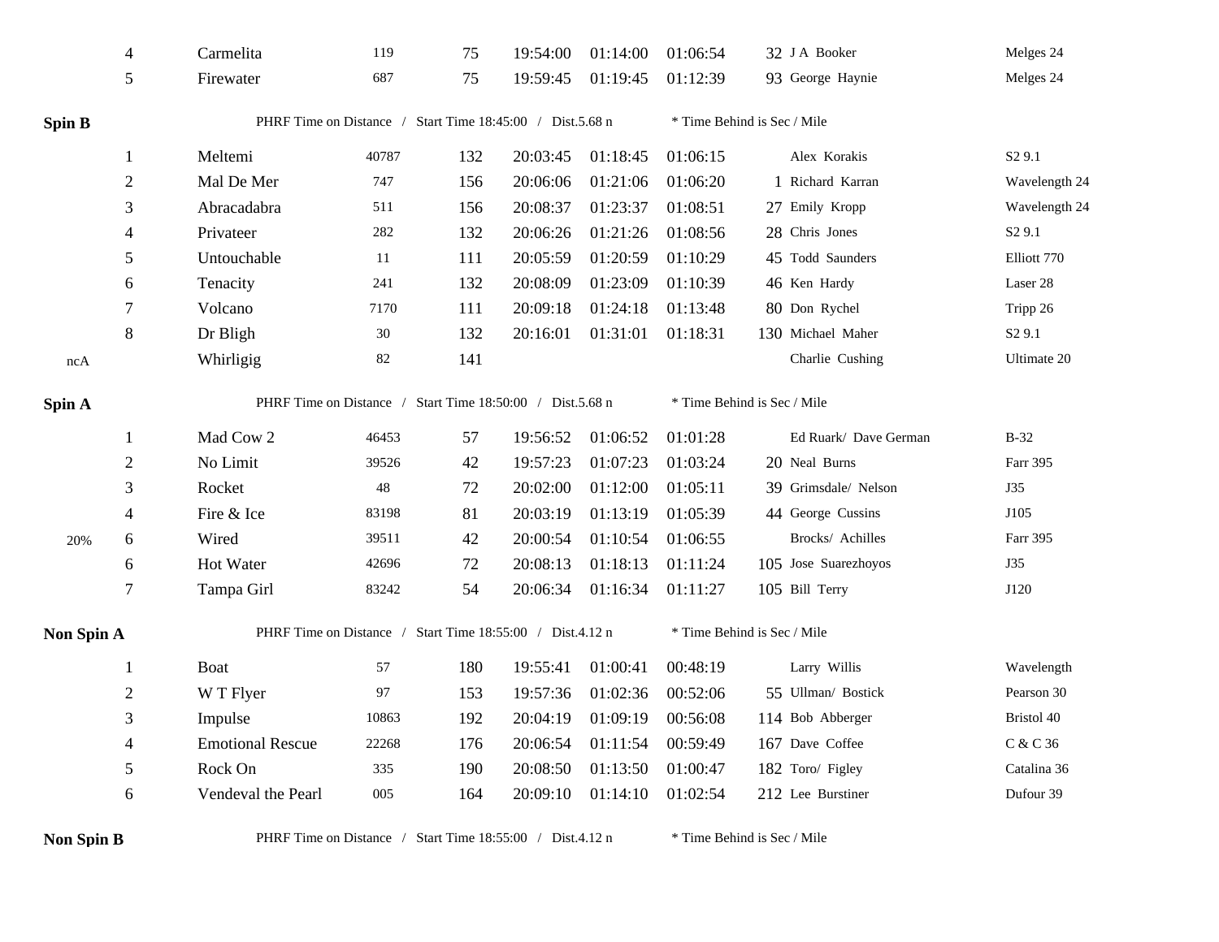| | | | | | | | | | | |
|---|---|---|---|---|---|---|---|---|---|---|
| | 4 | Carmelita | 119 | 75 | 19:54:00 | 01:14:00 | 01:06:54 | 32 | J A Booker | Melges 24 |
| | 5 | Firewater | 687 | 75 | 19:59:45 | 01:19:45 | 01:12:39 | 93 | George Haynie | Melges 24 |

**Spin B** — PHRF Time on Distance / Start Time 18:45:00 / Dist.5.68 n — * Time Behind is Sec / Mile

| | | | | | | | | | | |
|---|---|---|---|---|---|---|---|---|---|---|
| | 1 | Meltemi | 40787 | 132 | 20:03:45 | 01:18:45 | 01:06:15 | | Alex Korakis | S2 9.1 |
| | 2 | Mal De Mer | 747 | 156 | 20:06:06 | 01:21:06 | 01:06:20 | 1 | Richard Karran | Wavelength 24 |
| | 3 | Abracadabra | 511 | 156 | 20:08:37 | 01:23:37 | 01:08:51 | 27 | Emily Kropp | Wavelength 24 |
| | 4 | Privateer | 282 | 132 | 20:06:26 | 01:21:26 | 01:08:56 | 28 | Chris Jones | S2 9.1 |
| | 5 | Untouchable | 11 | 111 | 20:05:59 | 01:20:59 | 01:10:29 | 45 | Todd Saunders | Elliott 770 |
| | 6 | Tenacity | 241 | 132 | 20:08:09 | 01:23:09 | 01:10:39 | 46 | Ken Hardy | Laser 28 |
| | 7 | Volcano | 7170 | 111 | 20:09:18 | 01:24:18 | 01:13:48 | 80 | Don Rychel | Tripp 26 |
| | 8 | Dr Bligh | 30 | 132 | 20:16:01 | 01:31:01 | 01:18:31 | 130 | Michael Maher | S2 9.1 |
| ncA | | Whirligig | 82 | 141 | | | | | Charlie Cushing | Ultimate 20 |

**Spin A** — PHRF Time on Distance / Start Time 18:50:00 / Dist.5.68 n — * Time Behind is Sec / Mile

| | | | | | | | | | | |
|---|---|---|---|---|---|---|---|---|---|---|
| | 1 | Mad Cow 2 | 46453 | 57 | 19:56:52 | 01:06:52 | 01:01:28 | | Ed Ruark/ Dave German | B-32 |
| | 2 | No Limit | 39526 | 42 | 19:57:23 | 01:07:23 | 01:03:24 | 20 | Neal Burns | Farr 395 |
| | 3 | Rocket | 48 | 72 | 20:02:00 | 01:12:00 | 01:05:11 | 39 | Grimsdale/ Nelson | J35 |
| | 4 | Fire & Ice | 83198 | 81 | 20:03:19 | 01:13:19 | 01:05:39 | 44 | George Cussins | J105 |
| 20% | 6 | Wired | 39511 | 42 | 20:00:54 | 01:10:54 | 01:06:55 | | Brocks/ Achilles | Farr 395 |
| | 6 | Hot Water | 42696 | 72 | 20:08:13 | 01:18:13 | 01:11:24 | 105 | Jose Suarezhoyos | J35 |
| | 7 | Tampa Girl | 83242 | 54 | 20:06:34 | 01:16:34 | 01:11:27 | 105 | Bill Terry | J120 |

**Non Spin A** — PHRF Time on Distance / Start Time 18:55:00 / Dist.4.12 n — * Time Behind is Sec / Mile

| | | | | | | | | | | |
|---|---|---|---|---|---|---|---|---|---|---|
| | 1 | Boat | 57 | 180 | 19:55:41 | 01:00:41 | 00:48:19 | | Larry Willis | Wavelength |
| | 2 | W T Flyer | 97 | 153 | 19:57:36 | 01:02:36 | 00:52:06 | 55 | Ullman/ Bostick | Pearson 30 |
| | 3 | Impulse | 10863 | 192 | 20:04:19 | 01:09:19 | 00:56:08 | 114 | Bob Abberger | Bristol 40 |
| | 4 | Emotional Rescue | 22268 | 176 | 20:06:54 | 01:11:54 | 00:59:49 | 167 | Dave Coffee | C & C 36 |
| | 5 | Rock On | 335 | 190 | 20:08:50 | 01:13:50 | 01:00:47 | 182 | Toro/ Figley | Catalina 36 |
| | 6 | Vendeval the Pearl | 005 | 164 | 20:09:10 | 01:14:10 | 01:02:54 | 212 | Lee Burstiner | Dufour 39 |

**Non Spin B** — PHRF Time on Distance / Start Time 18:55:00 / Dist.4.12 n — * Time Behind is Sec / Mile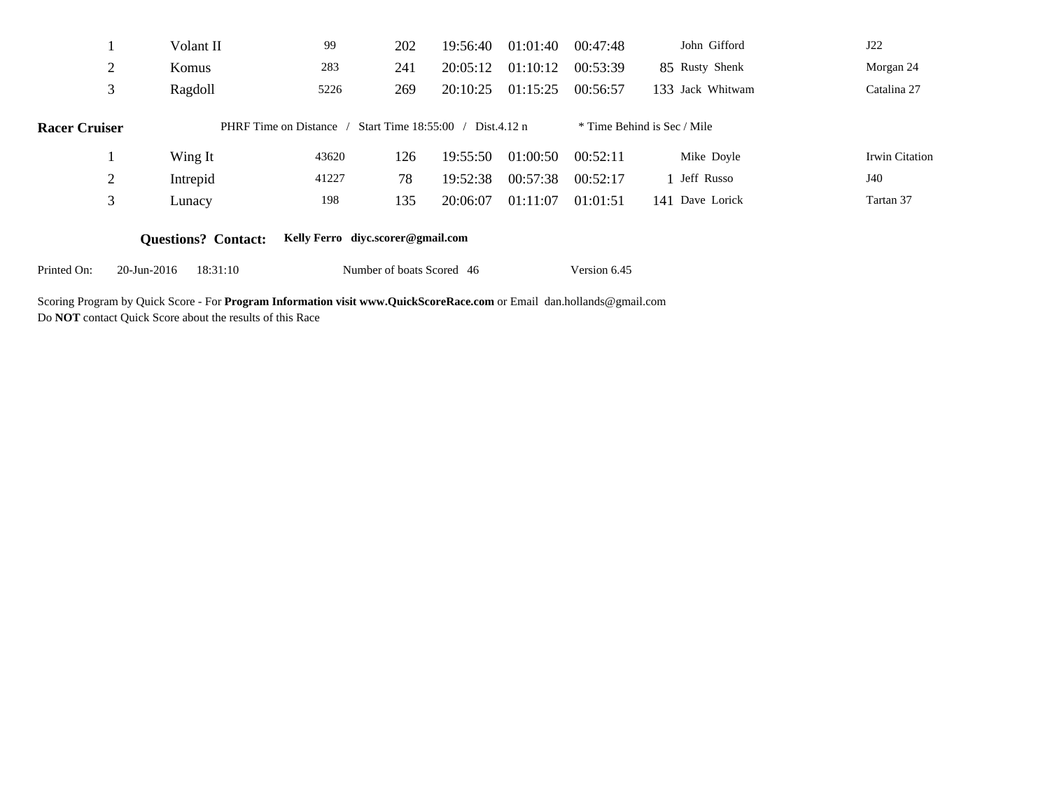| | | | | | | | | | |
|---|---|---|---|---|---|---|---|---|---|
| 1 | Volant II | 99 | 202 | 19:56:40 | 01:01:40 | 00:47:48 | | John Gifford | J22 |
| 2 | Komus | 283 | 241 | 20:05:12 | 01:10:12 | 00:53:39 | 85 | Rusty Shenk | Morgan 24 |
| 3 | Ragdoll | 5226 | 269 | 20:10:25 | 01:15:25 | 00:56:57 | 133 | Jack Whitwam | Catalina 27 |

**Racer Cruiser** PHRF Time on Distance / Start Time 18:55:00 / Dist.4.12 n * Time Behind is Sec / Mile

| | | | | | | | | | |
|---|---|---|---|---|---|---|---|---|---|
| 1 | Wing It | 43620 | 126 | 19:55:50 | 01:00:50 | 00:52:11 | | Mike Doyle | Irwin Citation |
| 2 | Intrepid | 41227 | 78 | 19:52:38 | 00:57:38 | 00:52:17 | 1 | Jeff Russo | J40 |
| 3 | Lunacy | 198 | 135 | 20:06:07 | 01:11:07 | 01:01:51 | 141 | Dave Lorick | Tartan 37 |

**Questions? Contact:** **Kelly Ferro diyc.scorer@gmail.com**

Printed On: 20-Jun-2016 18:31:10 Number of boats Scored 46 Version 6.45

Scoring Program by Quick Score - For **Program Information visit www.QuickScoreRace.com** or Email dan.hollands@gmail.com
Do **NOT** contact Quick Score about the results of this Race